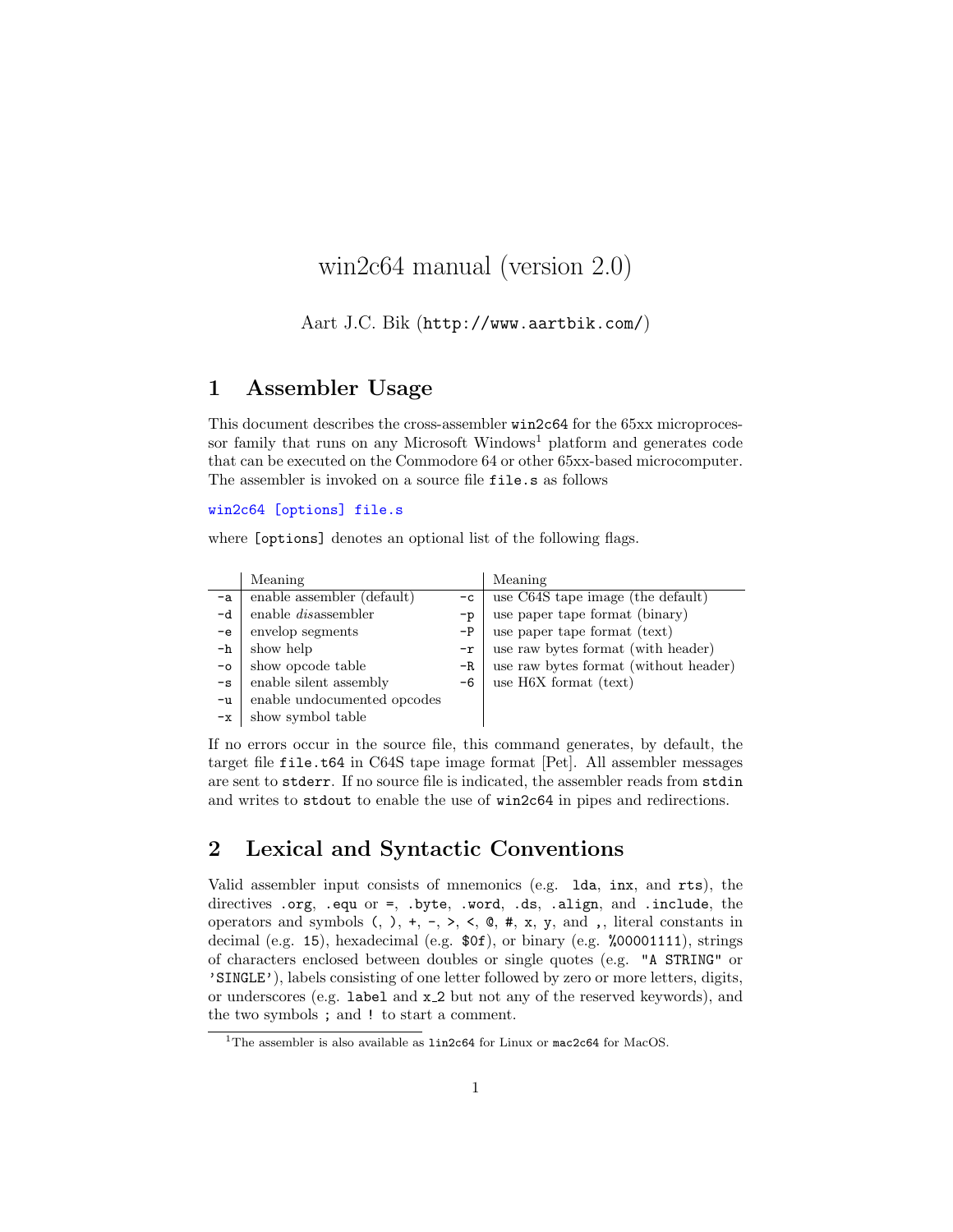# win2c64 manual (version 2.0)

Aart J.C. Bik (http://www.aartbik.com/)

## 1 Assembler Usage

This document describes the cross-assembler `win2c64` for the 65xx microprocessor family that runs on any Microsoft Windows[1] platform and generates code that can be executed on the Commodore 64 or other 65xx-based microcomputer. The assembler is invoked on a source file `file.s` as follows

```
win2c64 [options] file.s
```

where `[options]` denotes an optional list of the following flags.

| | Meaning | | Meaning |
|---|---|---|---|
| `-a` | enable assembler (default) | `-c` | use C64S tape image (the default) |
| `-d` | enable *dis*assembler | `-p` | use paper tape format (binary) |
| `-e` | envelop segments | `-P` | use paper tape format (text) |
| `-h` | show help | `-r` | use raw bytes format (with header) |
| `-o` | show opcode table | `-R` | use raw bytes format (without header) |
| `-s` | enable silent assembly | `-6` | use H6X format (text) |
| `-u` | enable undocumented opcodes | | |
| `-x` | show symbol table | | |

If no errors occur in the source file, this command generates, by default, the target file `file.t64` in C64S tape image format [Pet]. All assembler messages are sent to `stderr`. If no source file is indicated, the assembler reads from `stdin` and writes to `stdout` to enable the use of `win2c64` in pipes and redirections.

## 2 Lexical and Syntactic Conventions

Valid assembler input consists of mnemonics (e.g. `lda`, `inx`, and `rts`), the directives `.org`, `.equ` or `=`, `.byte`, `.word`, `.ds`, `.align`, and `.include`, the operators and symbols `(`, `)`, `+`, `-`, `>`, `<`, `@`, `#`, `x`, `y`, and `,`, literal constants in decimal (e.g. `15`), hexadecimal (e.g. `$0f`), or binary (e.g. `%00001111`), strings of characters enclosed between doubles or single quotes (e.g. `"A STRING"` or `'SINGLE'`), labels consisting of one letter followed by zero or more letters, digits, or underscores (e.g. `label` and `x_2` but not any of the reserved keywords), and the two symbols `;` and `!` to start a comment.

[1] The assembler is also available as `lin2c64` for Linux or `mac2c64` for MacOS.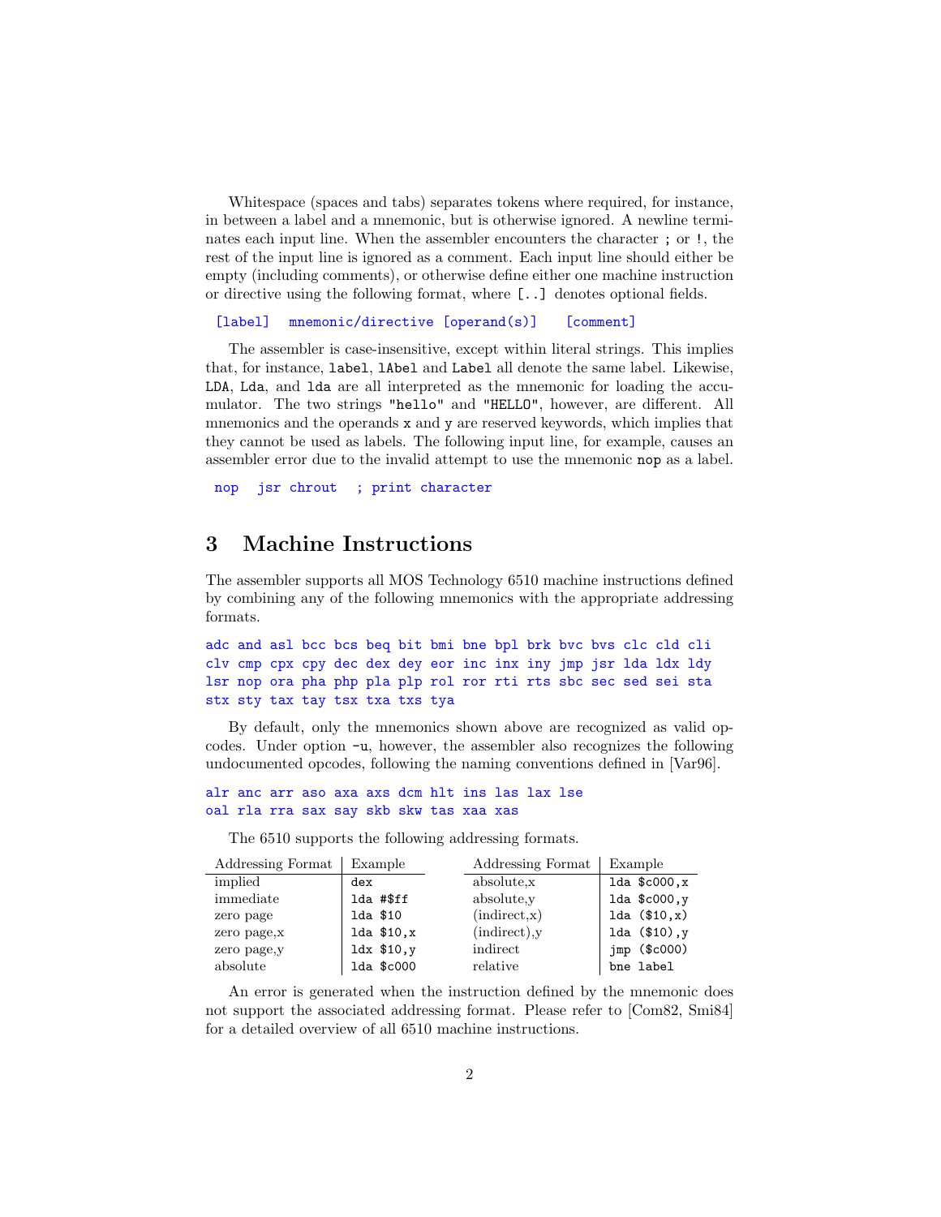Whitespace (spaces and tabs) separates tokens where required, for instance, in between a label and a mnemonic, but is otherwise ignored. A newline terminates each input line. When the assembler encounters the character `;` or `!`, the rest of the input line is ignored as a comment. Each input line should either be empty (including comments), or otherwise define either one machine instruction or directive using the following format, where `[..]` denotes optional fields.

```
[label]  mnemonic/directive [operand(s)]   [comment]
```

The assembler is case-insensitive, except within literal strings. This implies that, for instance, `label`, `lAbel` and `Label` all denote the same label. Likewise, `LDA`, `Lda`, and `lda` are all interpreted as the mnemonic for loading the accumulator. The two strings `"hello"` and `"HELLO"`, however, are different. All mnemonics and the operands `x` and `y` are reserved keywords, which implies that they cannot be used as labels. The following input line, for example, causes an assembler error due to the invalid attempt to use the mnemonic `nop` as a label.

```
nop   jsr chrout   ; print character
```

## 3 Machine Instructions

The assembler supports all MOS Technology 6510 machine instructions defined by combining any of the following mnemonics with the appropriate addressing formats.

```
adc and asl bcc bcs beq bit bmi bne bpl brk bvc bvs clc cld cli
clv cmp cpx cpy dec dex dey eor inc inx iny jmp jsr lda ldx ldy
lsr nop ora pha php pla plp rol ror rti rts sbc sec sed sei sta
stx sty tax tay tsx txa txs tya
```

By default, only the mnemonics shown above are recognized as valid opcodes. Under option `-u`, however, the assembler also recognizes the following undocumented opcodes, following the naming conventions defined in [Var96].

```
alr anc arr aso axa axs dcm hlt ins las lax lse
oal rla rra sax say skb skw tas xaa xas
```

The 6510 supports the following addressing formats.

| Addressing Format | Example | Addressing Format | Example |
|---|---|---|---|
| implied | `dex` | absolute,x | `lda $c000,x` |
| immediate | `lda #$ff` | absolute,y | `lda $c000,y` |
| zero page | `lda $10` | (indirect,x) | `lda ($10,x)` |
| zero page,x | `lda $10,x` | (indirect),y | `lda ($10),y` |
| zero page,y | `ldx $10,y` | indirect | `jmp ($c000)` |
| absolute | `lda $c000` | relative | `bne label` |

An error is generated when the instruction defined by the mnemonic does not support the associated addressing format. Please refer to [Com82, Smi84] for a detailed overview of all 6510 machine instructions.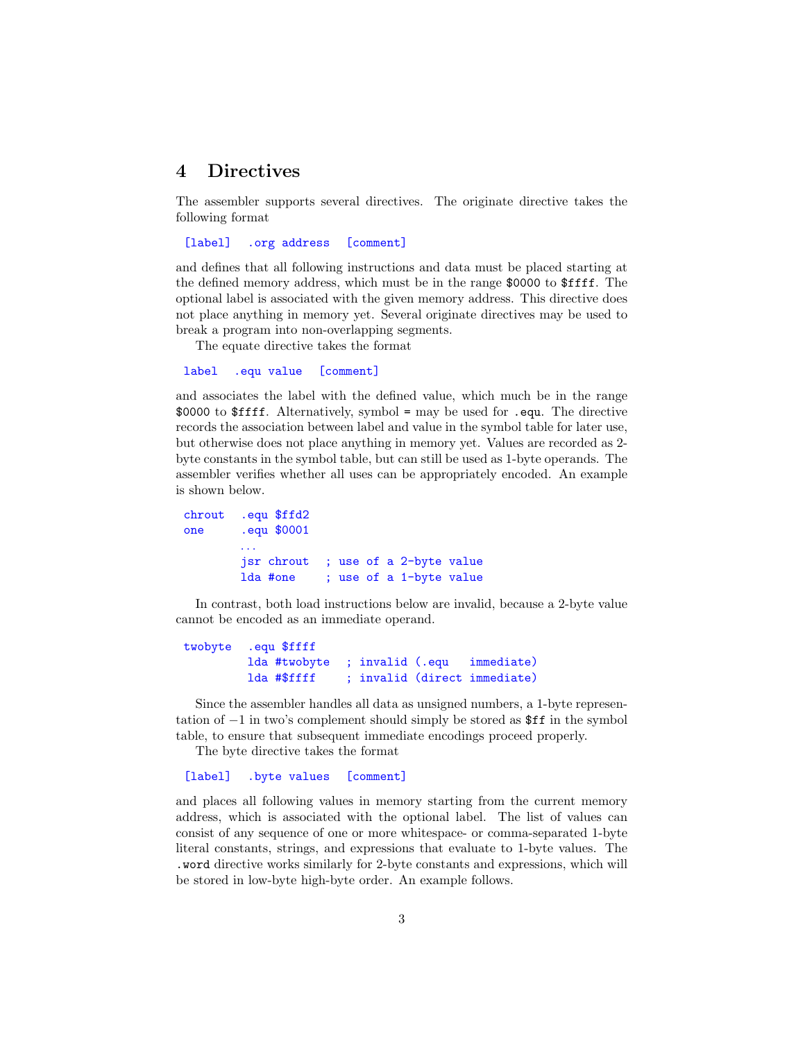# 4 Directives

The assembler supports several directives. The originate directive takes the following format

```
[label]  .org address  [comment]
```

and defines that all following instructions and data must be placed starting at the defined memory address, which must be in the range `$0000` to `$ffff`. The optional label is associated with the given memory address. This directive does not place anything in memory yet. Several originate directives may be used to break a program into non-overlapping segments.

The equate directive takes the format

```
label  .equ value  [comment]
```

and associates the label with the defined value, which much be in the range `$0000` to `$ffff`. Alternatively, symbol `=` may be used for `.equ`. The directive records the association between label and value in the symbol table for later use, but otherwise does not place anything in memory yet. Values are recorded as 2-byte constants in the symbol table, but can still be used as 1-byte operands. The assembler verifies whether all uses can be appropriately encoded. An example is shown below.

```
chrout   .equ $ffd2
one      .equ $0001
         ...
         jsr chrout   ; use of a 2-byte value
         lda #one     ; use of a 1-byte value
```

In contrast, both load instructions below are invalid, because a 2-byte value cannot be encoded as an immediate operand.

```
twobyte   .equ $ffff
          lda #twobyte   ; invalid (.equ   immediate)
          lda #$ffff     ; invalid (direct immediate)
```

Since the assembler handles all data as unsigned numbers, a 1-byte representation of $-1$ in two's complement should simply be stored as `$ff` in the symbol table, to ensure that subsequent immediate encodings proceed properly.

The byte directive takes the format

```
[label]  .byte values  [comment]
```

and places all following values in memory starting from the current memory address, which is associated with the optional label. The list of values can consist of any sequence of one or more whitespace- or comma-separated 1-byte literal constants, strings, and expressions that evaluate to 1-byte values. The `.word` directive works similarly for 2-byte constants and expressions, which will be stored in low-byte high-byte order. An example follows.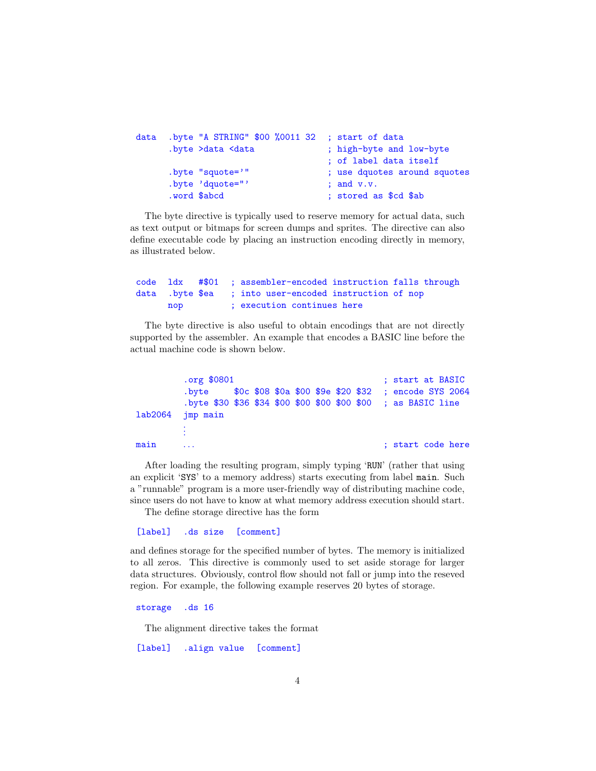```
data   .byte "A STRING" $00 %0011 32  ; start of data
       .byte >data <data              ; high-byte and low-byte
                                      ; of label data itself
       .byte "squote='"               ; use dquotes around squotes
       .byte 'dquote="'               ; and v.v.
       .word $abcd                    ; stored as $cd $ab
```

The byte directive is typically used to reserve memory for actual data, such as text output or bitmaps for screen dumps and sprites. The directive can also define executable code by placing an instruction encoding directly in memory, as illustrated below.

```
code   ldx   #$01   ; assembler-encoded instruction falls through
data   .byte $ea    ; into user-encoded instruction of nop
       nop          ; execution continues here
```

The byte directive is also useful to obtain encodings that are not directly supported by the assembler. An example that encodes a BASIC line before the actual machine code is shown below.

```
         .org $0801                              ; start at BASIC
         .byte     $0c $08 $0a $00 $9e $20 $32   ; encode SYS 2064
         .byte $30 $36 $34 $00 $00 $00 $00 $00   ; as BASIC line
lab2064  jmp main
         ⋮
main     ...                                     ; start code here
```

After loading the resulting program, simply typing 'RUN' (rather that using an explicit 'SYS' to a memory address) starts executing from label `main`. Such a "runnable" program is a more user-friendly way of distributing machine code, since users do not have to know at what memory address execution should start.

The define storage directive has the form

```
[label]  .ds size  [comment]
```

and defines storage for the specified number of bytes. The memory is initialized to all zeros. This directive is commonly used to set aside storage for larger data structures. Obviously, control flow should not fall or jump into the reseved region. For example, the following example reserves 20 bytes of storage.

```
storage  .ds 16
```

The alignment directive takes the format

```
[label]  .align value  [comment]
```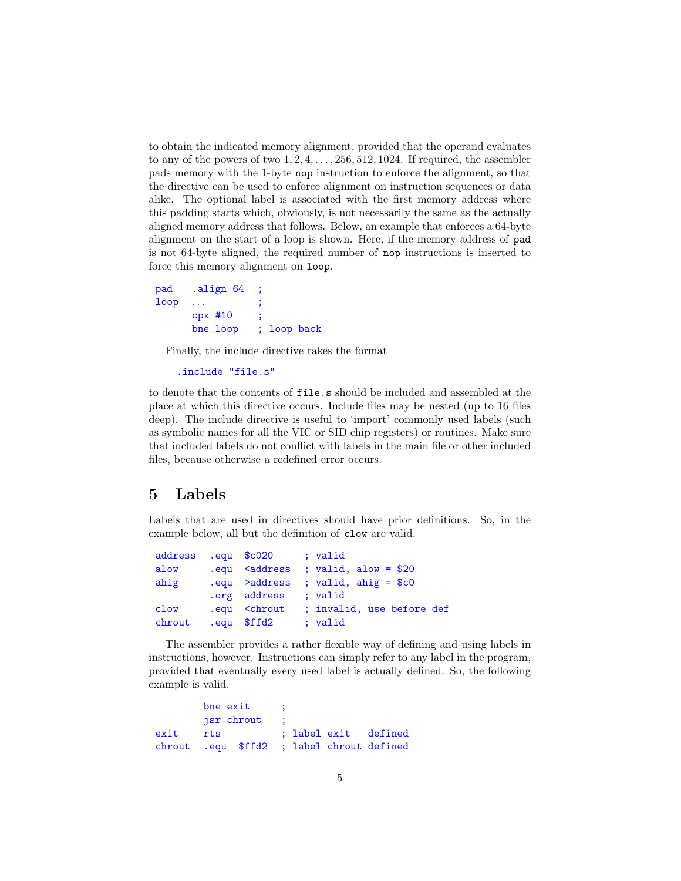to obtain the indicated memory alignment, provided that the operand evaluates to any of the powers of two $1, 2, 4, \ldots, 256, 512, 1024$. If required, the assembler pads memory with the 1-byte `nop` instruction to enforce the alignment, so that the directive can be used to enforce alignment on instruction sequences or data alike. The optional label is associated with the first memory address where this padding starts which, obviously, is not necessarily the same as the actually aligned memory address that follows. Below, an example that enforces a 64-byte alignment on the start of a loop is shown. Here, if the memory address of `pad` is not 64-byte aligned, the required number of `nop` instructions is inserted to force this memory alignment on `loop`.

```
pad    .align 64  ;
loop   ...        ;
       cpx #10    ;
       bne loop   ; loop back
```

Finally, the include directive takes the format

```
.include "file.s"
```

to denote that the contents of `file.s` should be included and assembled at the place at which this directive occurs. Include files may be nested (up to 16 files deep). The include directive is useful to 'import' commonly used labels (such as symbolic names for all the VIC or SID chip registers) or routines. Make sure that included labels do not conflict with labels in the main file or other included files, because otherwise a redefined error occurs.

# 5 Labels

Labels that are used in directives should have prior definitions. So, in the example below, all but the definition of `clow` are valid.

```
address  .equ  $c020     ; valid
alow     .equ  <address  ; valid, alow = $20
ahig     .equ  >address  ; valid, ahig = $c0
         .org  address   ; valid
clow     .equ  <chrout   ; invalid, use before def
chrout   .equ  $ffd2     ; valid
```

The assembler provides a rather flexible way of defining and using labels in instructions, however. Instructions can simply refer to any label in the program, provided that eventually every used label is actually defined. So, the following example is valid.

```
        bne exit     ;
        jsr chrout   ;
exit    rts          ; label exit   defined
chrout  .equ  $ffd2  ; label chrout defined
```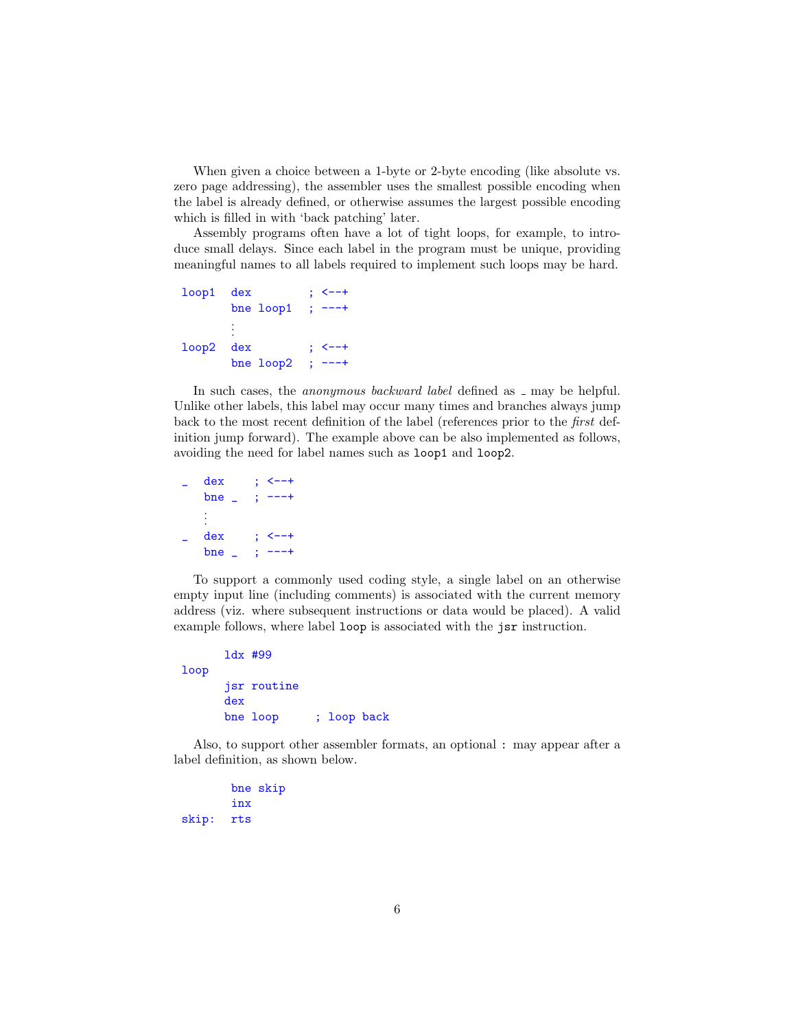When given a choice between a 1-byte or 2-byte encoding (like absolute vs. zero page addressing), the assembler uses the smallest possible encoding when the label is already defined, or otherwise assumes the largest possible encoding which is filled in with 'back patching' later.

Assembly programs often have a lot of tight loops, for example, to introduce small delays. Since each label in the program must be unique, providing meaningful names to all labels required to implement such loops may be hard.

```
loop1  dex        ; <--+
       bne loop1  ; ---+
       ⋮
loop2  dex        ; <--+
       bne loop2  ; ---+
```

In such cases, the *anonymous backward label* defined as _ may be helpful. Unlike other labels, this label may occur many times and branches always jump back to the most recent definition of the label (references prior to the *first* definition jump forward). The example above can be also implemented as follows, avoiding the need for label names such as `loop1` and `loop2`.

```
_   dex    ; <--+
    bne _  ; ---+
    ⋮
_   dex    ; <--+
    bne _  ; ---+
```

To support a commonly used coding style, a single label on an otherwise empty input line (including comments) is associated with the current memory address (viz. where subsequent instructions or data would be placed). A valid example follows, where label `loop` is associated with the `jsr` instruction.

```
      ldx #99
loop
      jsr routine
      dex
      bne loop     ; loop back
```

Also, to support other assembler formats, an optional : may appear after a label definition, as shown below.

```
       bne skip
       inx
skip:  rts
```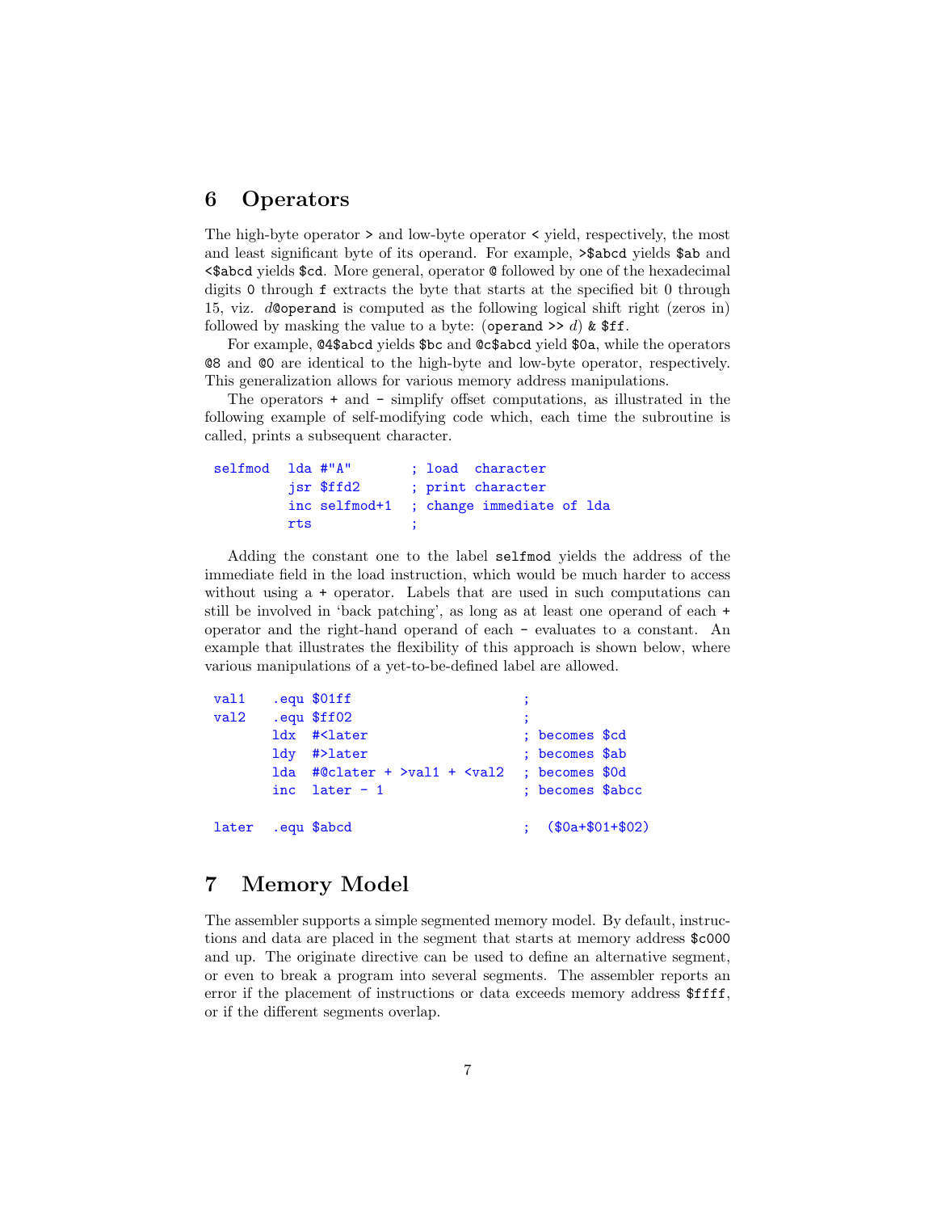## 6 Operators

The high-byte operator `>` and low-byte operator `<` yield, respectively, the most and least significant byte of its operand. For example, `>$abcd` yields `$ab` and `<$abcd` yields `$cd`. More general, operator `@` followed by one of the hexadecimal digits `0` through `f` extracts the byte that starts at the specified bit 0 through 15, viz. *d*`@operand` is computed as the following logical shift right (zeros in) followed by masking the value to a byte: (`operand >>` *d*) `& $ff`.

For example, `@4$abcd` yields `$bc` and `@c$abcd` yield `$0a`, while the operators `@8` and `@0` are identical to the high-byte and low-byte operator, respectively. This generalization allows for various memory address manipulations.

The operators `+` and `-` simplify offset computations, as illustrated in the following example of self-modifying code which, each time the subroutine is called, prints a subsequent character.

```
selfmod  lda #"A"       ; load  character
         jsr $ffd2      ; print character
         inc selfmod+1  ; change immediate of lda
         rts            ;
```

Adding the constant one to the label `selfmod` yields the address of the immediate field in the load instruction, which would be much harder to access without using a `+` operator. Labels that are used in such computations can still be involved in 'back patching', as long as at least one operand of each `+` operator and the right-hand operand of each `-` evaluates to a constant. An example that illustrates the flexibility of this approach is shown below, where various manipulations of a yet-to-be-defined label are allowed.

```
val1   .equ $01ff                  ;
val2   .equ $ff02                  ;
       ldx  #<later                ; becomes $cd
       ldy  #>later                ; becomes $ab
       lda  #@clater + >val1 + <val2  ; becomes $0d
       inc  later - 1              ; becomes $abcc

later  .equ $abcd                  ;  ($0a+$01+$02)
```

## 7 Memory Model

The assembler supports a simple segmented memory model. By default, instructions and data are placed in the segment that starts at memory address `$c000` and up. The originate directive can be used to define an alternative segment, or even to break a program into several segments. The assembler reports an error if the placement of instructions or data exceeds memory address `$ffff`, or if the different segments overlap.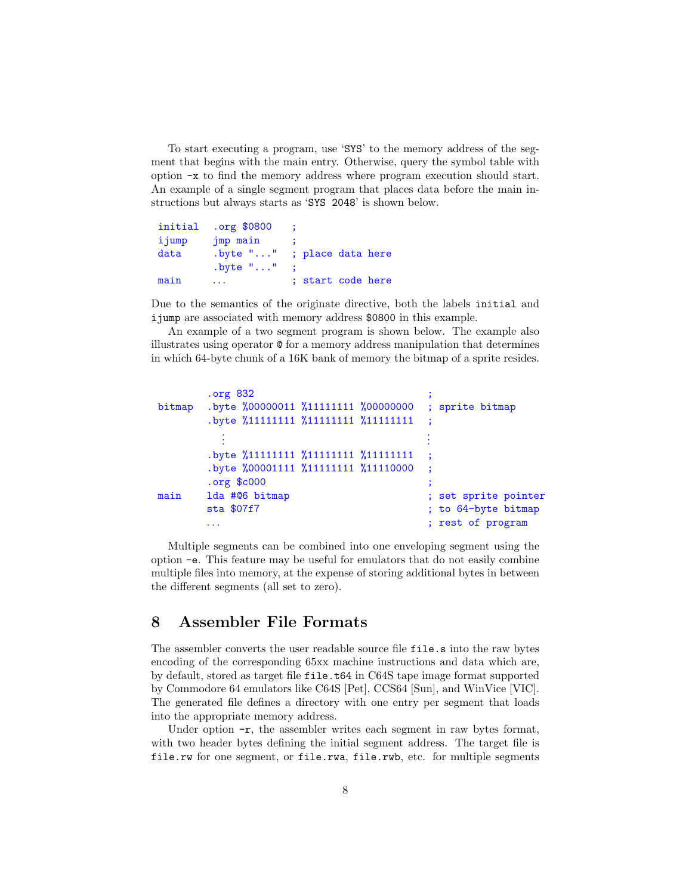To start executing a program, use '`SYS`' to the memory address of the segment that begins with the main entry. Otherwise, query the symbol table with option `-x` to find the memory address where program execution should start. An example of a single segment program that places data before the main instructions but always starts as '`SYS 2048`' is shown below.

```
initial  .org $0800   ;
ijump    jmp main     ;
data     .byte "..."  ; place data here
         .byte "..."  ;
main     ...          ; start code here
```

Due to the semantics of the originate directive, both the labels `initial` and `ijump` are associated with memory address `$0800` in this example.

An example of a two segment program is shown below. The example also illustrates using operator `@` for a memory address manipulation that determines in which 64-byte chunk of a 16K bank of memory the bitmap of a sprite resides.

```
        .org 832                             ;
bitmap  .byte %00000011 %11111111 %00000000  ; sprite bitmap
        .byte %11111111 %11111111 %11111111  ;
          ⋮                                  ⋮
        .byte %11111111 %11111111 %11111111  ;
        .byte %00001111 %11111111 %11110000  ;
        .org $c000                           ;
main    lda #@6 bitmap                       ; set sprite pointer
        sta $07f7                            ; to 64-byte bitmap
        ...                                  ; rest of program
```

Multiple segments can be combined into one enveloping segment using the option `-e`. This feature may be useful for emulators that do not easily combine multiple files into memory, at the expense of storing additional bytes in between the different segments (all set to zero).

## 8 Assembler File Formats

The assembler converts the user readable source file `file.s` into the raw bytes encoding of the corresponding 65xx machine instructions and data which are, by default, stored as target file `file.t64` in C64S tape image format supported by Commodore 64 emulators like C64S [Pet], CCS64 [Sun], and WinVice [VIC]. The generated file defines a directory with one entry per segment that loads into the appropriate memory address.

Under option `-r`, the assembler writes each segment in raw bytes format, with two header bytes defining the initial segment address. The target file is `file.rw` for one segment, or `file.rwa`, `file.rwb`, etc. for multiple segments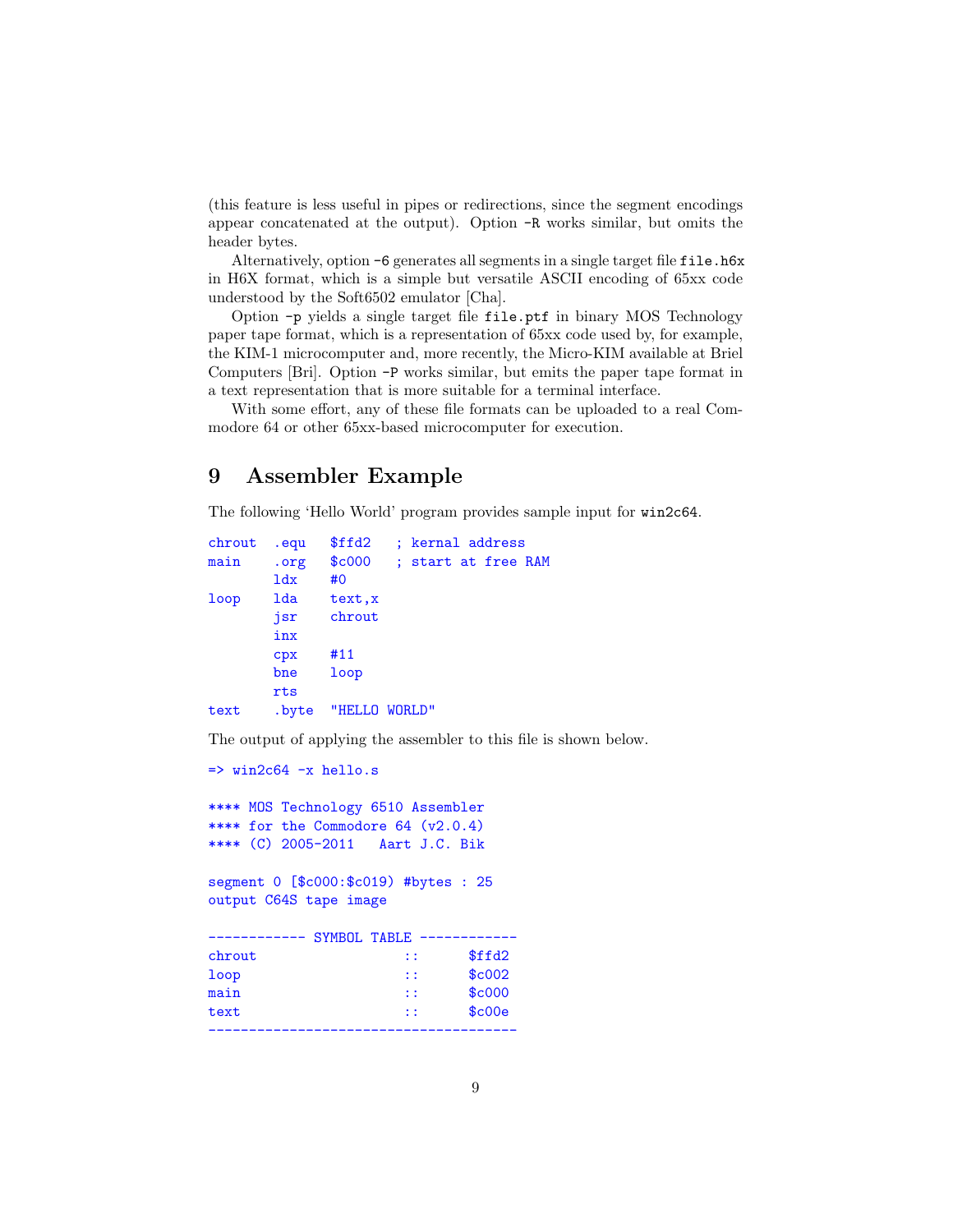(this feature is less useful in pipes or redirections, since the segment encodings appear concatenated at the output). Option `-R` works similar, but omits the header bytes.

Alternatively, option `-6` generates all segments in a single target file `file.h6x` in H6X format, which is a simple but versatile ASCII encoding of 65xx code understood by the Soft6502 emulator [Cha].

Option `-p` yields a single target file `file.ptf` in binary MOS Technology paper tape format, which is a representation of 65xx code used by, for example, the KIM-1 microcomputer and, more recently, the Micro-KIM available at Briel Computers [Bri]. Option `-P` works similar, but emits the paper tape format in a text representation that is more suitable for a terminal interface.

With some effort, any of these file formats can be uploaded to a real Commodore 64 or other 65xx-based microcomputer for execution.

## 9 Assembler Example

The following 'Hello World' program provides sample input for `win2c64`.

```
chrout  .equ   $ffd2   ; kernal address
main    .org   $c000   ; start at free RAM
        ldx    #0
loop    lda    text,x
        jsr    chrout
        inx
        cpx    #11
        bne    loop
        rts
text    .byte  "HELLO WORLD"
```

The output of applying the assembler to this file is shown below.

```
=> win2c64 -x hello.s

**** MOS Technology 6510 Assembler
**** for the Commodore 64 (v2.0.4)
**** (C) 2005-2011   Aart J.C. Bik

segment 0 [$c000:$c019) #bytes : 25
output C64S tape image

------------ SYMBOL TABLE ------------
chrout                 ::      $ffd2
loop                   ::      $c002
main                   ::      $c000
text                   ::      $c00e
--------------------------------------
```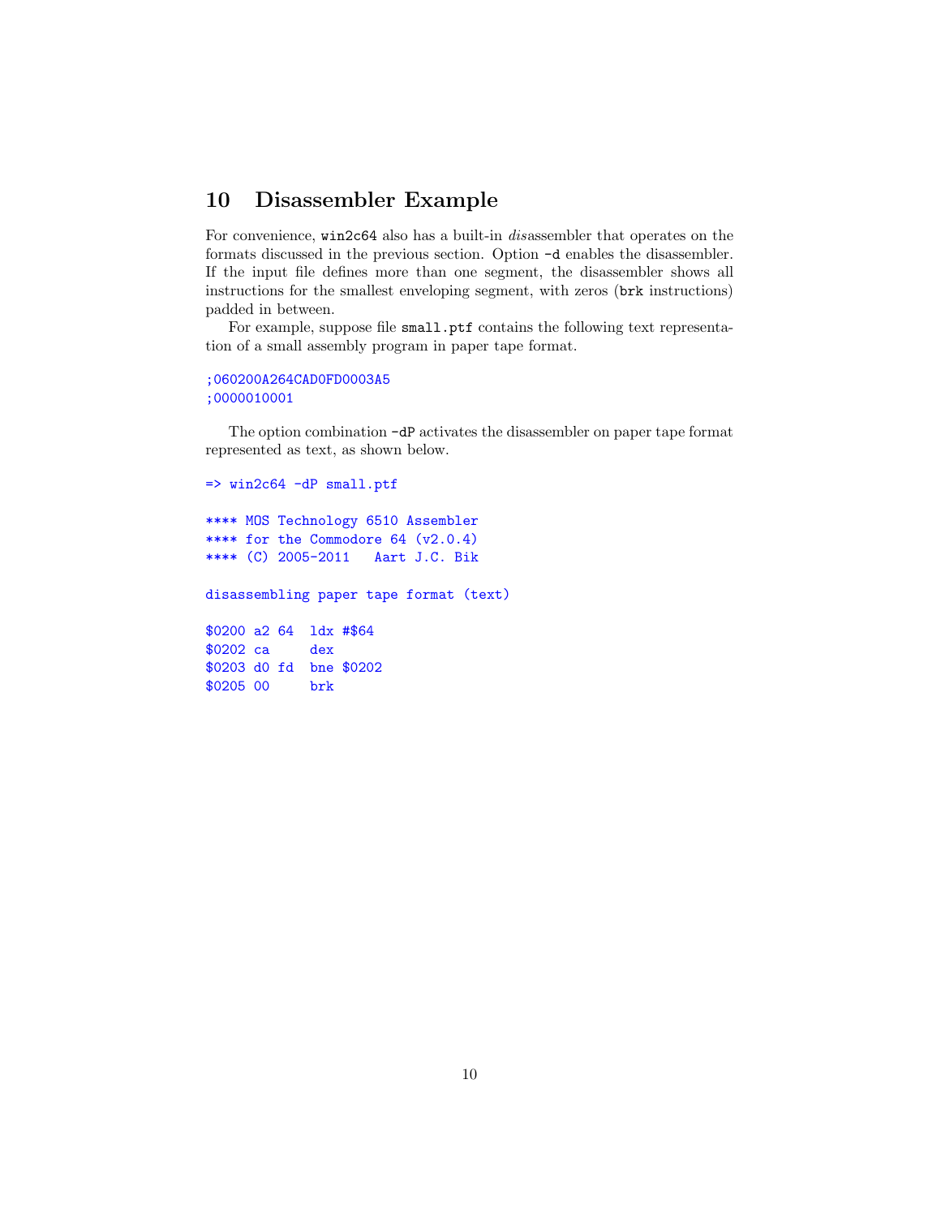## 10 Disassembler Example

For convenience, `win2c64` also has a built-in *dis*assembler that operates on the formats discussed in the previous section. Option `-d` enables the disassembler. If the input file defines more than one segment, the disassembler shows all instructions for the smallest enveloping segment, with zeros (`brk` instructions) padded in between.

For example, suppose file `small.ptf` contains the following text representation of a small assembly program in paper tape format.

```
;060200A264CAD0FD0003A5
;0000010001
```

The option combination `-dP` activates the disassembler on paper tape format represented as text, as shown below.

```
=> win2c64 -dP small.ptf

**** MOS Technology 6510 Assembler
**** for the Commodore 64 (v2.0.4)
**** (C) 2005-2011   Aart J.C. Bik

disassembling paper tape format (text)

$0200 a2 64  ldx #$64
$0202 ca     dex
$0203 d0 fd  bne $0202
$0205 00     brk
```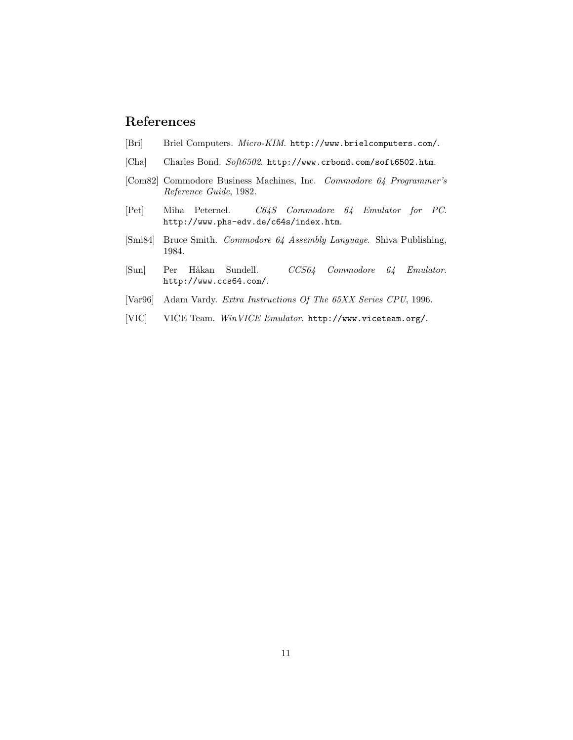## References

[Bri] Briel Computers. *Micro-KIM*. `http://www.brielcomputers.com/`.

[Cha] Charles Bond. *Soft6502*. `http://www.crbond.com/soft6502.htm`.

[Com82] Commodore Business Machines, Inc. *Commodore 64 Programmer's Reference Guide*, 1982.

[Pet] Miha Peternel. *C64S Commodore 64 Emulator for PC*. `http://www.phs-edv.de/c64s/index.htm`.

[Smi84] Bruce Smith. *Commodore 64 Assembly Language*. Shiva Publishing, 1984.

[Sun] Per Håkan Sundell. *CCS64 Commodore 64 Emulator*. `http://www.ccs64.com/`.

[Var96] Adam Vardy. *Extra Instructions Of The 65XX Series CPU*, 1996.

[VIC] VICE Team. *WinVICE Emulator*. `http://www.viceteam.org/`.